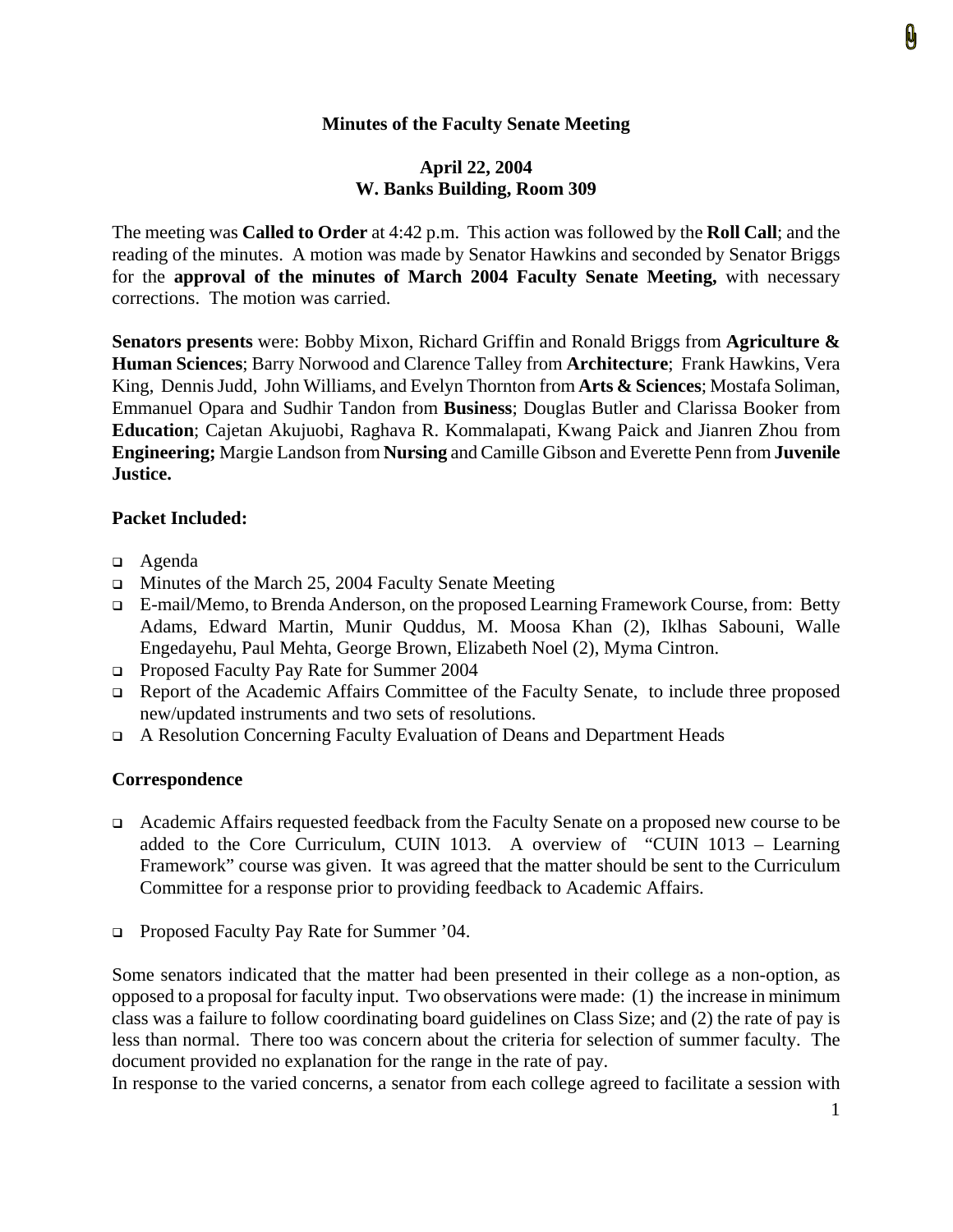# Minutes of the Faculty Senate Meeting

**April 22, 2004**
**W. Banks Building, Room 309**

The meeting was **Called to Order** at 4:42 p.m. This action was followed by the **Roll Call**; and the reading of the minutes. A motion was made by Senator Hawkins and seconded by Senator Briggs for the **approval of the minutes of March 2004 Faculty Senate Meeting,** with necessary corrections. The motion was carried.

**Senators presents** were: Bobby Mixon, Richard Griffin and Ronald Briggs from **Agriculture & Human Sciences**; Barry Norwood and Clarence Talley from **Architecture**; Frank Hawkins, Vera King, Dennis Judd, John Williams, and Evelyn Thornton from **Arts & Sciences**; Mostafa Soliman, Emmanuel Opara and Sudhir Tandon from **Business**; Douglas Butler and Clarissa Booker from **Education**; Cajetan Akujuobi, Raghava R. Kommalapati, Kwang Paick and Jianren Zhou from **Engineering;** Margie Landson from **Nursing** and Camille Gibson and Everette Penn from **Juvenile Justice.**

**Packet Included:**

- Agenda
- Minutes of the March 25, 2004 Faculty Senate Meeting
- E-mail/Memo, to Brenda Anderson, on the proposed Learning Framework Course, from: Betty Adams, Edward Martin, Munir Quddus, M. Moosa Khan (2), Iklhas Sabouni, Walle Engedayehu, Paul Mehta, George Brown, Elizabeth Noel (2), Myma Cintron.
- Proposed Faculty Pay Rate for Summer 2004
- Report of the Academic Affairs Committee of the Faculty Senate, to include three proposed new/updated instruments and two sets of resolutions.
- A Resolution Concerning Faculty Evaluation of Deans and Department Heads

**Correspondence**

- Academic Affairs requested feedback from the Faculty Senate on a proposed new course to be added to the Core Curriculum, CUIN 1013. A overview of "CUIN 1013 – Learning Framework" course was given. It was agreed that the matter should be sent to the Curriculum Committee for a response prior to providing feedback to Academic Affairs.

- Proposed Faculty Pay Rate for Summer '04.

Some senators indicated that the matter had been presented in their college as a non-option, as opposed to a proposal for faculty input. Two observations were made: (1) the increase in minimum class was a failure to follow coordinating board guidelines on Class Size; and (2) the rate of pay is less than normal. There too was concern about the criteria for selection of summer faculty. The document provided no explanation for the range in the rate of pay.
In response to the varied concerns, a senator from each college agreed to facilitate a session with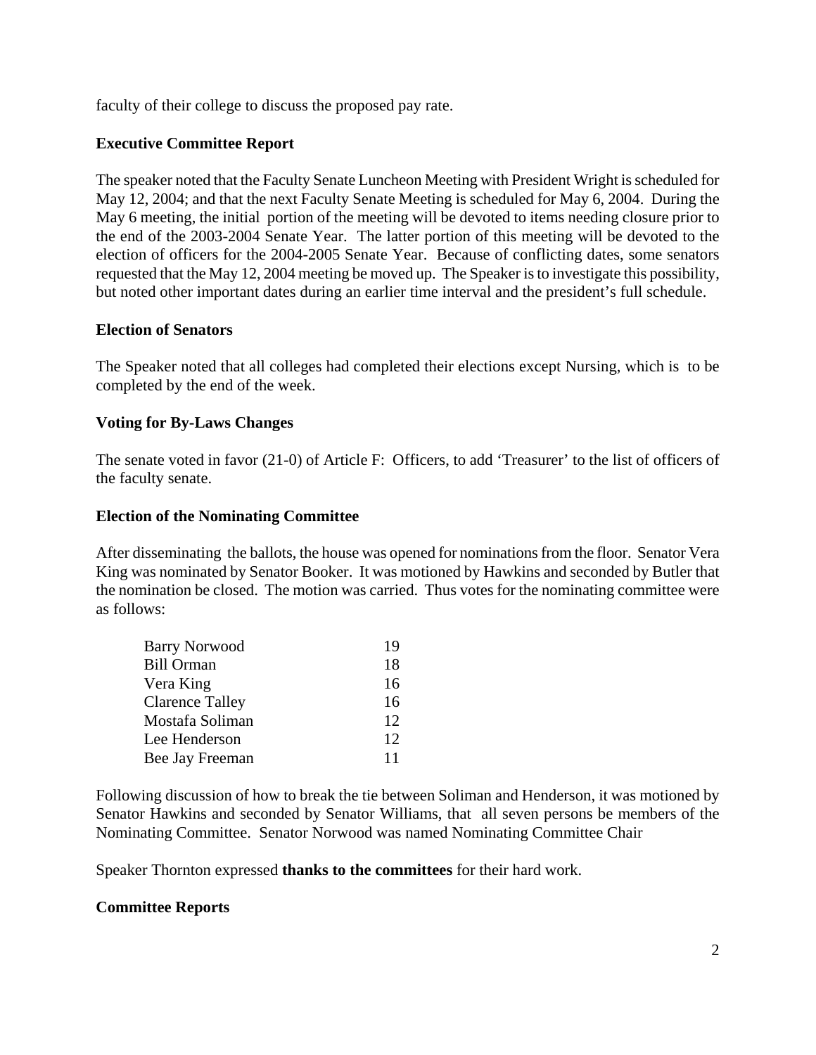faculty of their college to discuss the proposed pay rate.

**Executive Committee Report**

The speaker noted that the Faculty Senate Luncheon Meeting with President Wright is scheduled for May 12, 2004; and that the next Faculty Senate Meeting is scheduled for May 6, 2004. During the May 6 meeting, the initial portion of the meeting will be devoted to items needing closure prior to the end of the 2003-2004 Senate Year. The latter portion of this meeting will be devoted to the election of officers for the 2004-2005 Senate Year. Because of conflicting dates, some senators requested that the May 12, 2004 meeting be moved up. The Speaker is to investigate this possibility, but noted other important dates during an earlier time interval and the president's full schedule.

**Election of Senators**

The Speaker noted that all colleges had completed their elections except Nursing, which is to be completed by the end of the week.

**Voting for By-Laws Changes**

The senate voted in favor (21-0) of Article F: Officers, to add 'Treasurer' to the list of officers of the faculty senate.

**Election of the Nominating Committee**

After disseminating the ballots, the house was opened for nominations from the floor. Senator Vera King was nominated by Senator Booker. It was motioned by Hawkins and seconded by Butler that the nomination be closed. The motion was carried. Thus votes for the nominating committee were as follows:

| Name | Votes |
|---|---|
| Barry Norwood | 19 |
| Bill Orman | 18 |
| Vera King | 16 |
| Clarence Talley | 16 |
| Mostafa Soliman | 12 |
| Lee Henderson | 12 |
| Bee Jay Freeman | 11 |

Following discussion of how to break the tie between Soliman and Henderson, it was motioned by Senator Hawkins and seconded by Senator Williams, that all seven persons be members of the Nominating Committee. Senator Norwood was named Nominating Committee Chair

Speaker Thornton expressed **thanks to the committees** for their hard work.

**Committee Reports**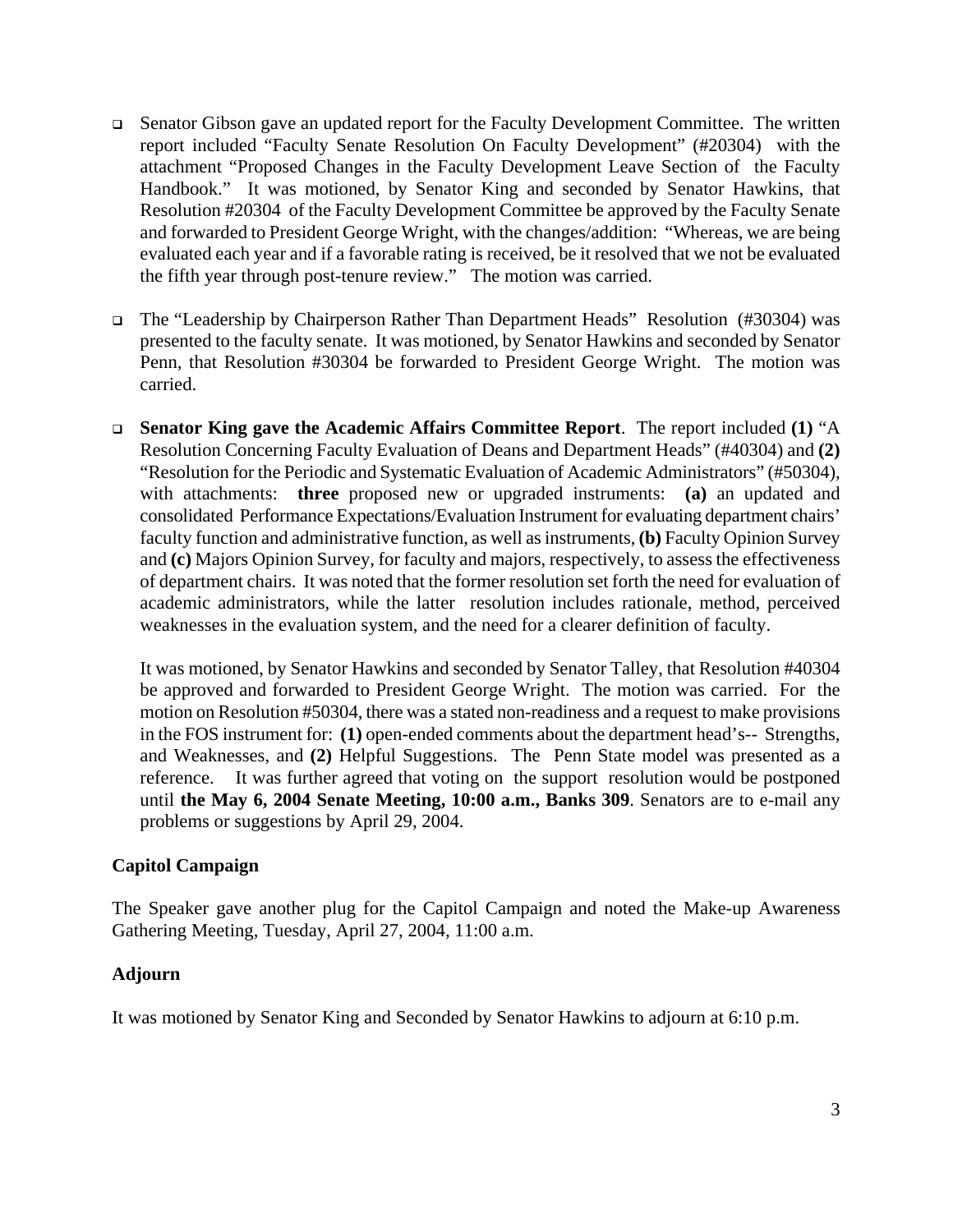- Senator Gibson gave an updated report for the Faculty Development Committee. The written report included "Faculty Senate Resolution On Faculty Development" (#20304) with the attachment "Proposed Changes in the Faculty Development Leave Section of the Faculty Handbook." It was motioned, by Senator King and seconded by Senator Hawkins, that Resolution #20304 of the Faculty Development Committee be approved by the Faculty Senate and forwarded to President George Wright, with the changes/addition: "Whereas, we are being evaluated each year and if a favorable rating is received, be it resolved that we not be evaluated the fifth year through post-tenure review." The motion was carried.

- The "Leadership by Chairperson Rather Than Department Heads" Resolution (#30304) was presented to the faculty senate. It was motioned, by Senator Hawkins and seconded by Senator Penn, that Resolution #30304 be forwarded to President George Wright. The motion was carried.

- **Senator King gave the Academic Affairs Committee Report**. The report included **(1)** "A Resolution Concerning Faculty Evaluation of Deans and Department Heads" (#40304) and **(2)** "Resolution for the Periodic and Systematic Evaluation of Academic Administrators" (#50304), with attachments: **three** proposed new or upgraded instruments: **(a)** an updated and consolidated Performance Expectations/Evaluation Instrument for evaluating department chairs' faculty function and administrative function, as well as instruments, **(b)** Faculty Opinion Survey and **(c)** Majors Opinion Survey, for faculty and majors, respectively, to assess the effectiveness of department chairs. It was noted that the former resolution set forth the need for evaluation of academic administrators, while the latter resolution includes rationale, method, perceived weaknesses in the evaluation system, and the need for a clearer definition of faculty.

  It was motioned, by Senator Hawkins and seconded by Senator Talley, that Resolution #40304 be approved and forwarded to President George Wright. The motion was carried. For the motion on Resolution #50304, there was a stated non-readiness and a request to make provisions in the FOS instrument for: **(1)** open-ended comments about the department head's-- Strengths, and Weaknesses, and **(2)** Helpful Suggestions. The Penn State model was presented as a reference. It was further agreed that voting on the support resolution would be postponed until **the May 6, 2004 Senate Meeting, 10:00 a.m., Banks 309**. Senators are to e-mail any problems or suggestions by April 29, 2004.

**Capitol Campaign**

The Speaker gave another plug for the Capitol Campaign and noted the Make-up Awareness Gathering Meeting, Tuesday, April 27, 2004, 11:00 a.m.

**Adjourn**

It was motioned by Senator King and Seconded by Senator Hawkins to adjourn at 6:10 p.m.